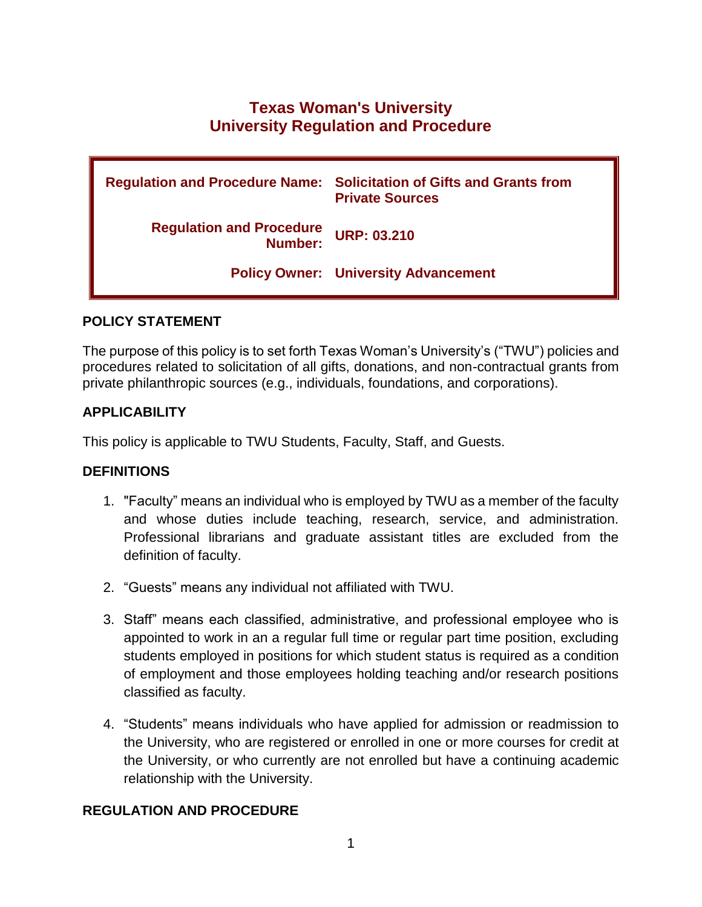# Texas Woman's University
# University Regulation and Procedure

| | |
|---|---|
| **Regulation and Procedure Name:** | **Solicitation of Gifts and Grants from Private Sources** |
| **Regulation and Procedure Number:** | **URP: 03.210** |
| **Policy Owner:** | **University Advancement** |

## POLICY STATEMENT

The purpose of this policy is to set forth Texas Woman's University's ("TWU") policies and procedures related to solicitation of all gifts, donations, and non-contractual grants from private philanthropic sources (e.g., individuals, foundations, and corporations).

## APPLICABILITY

This policy is applicable to TWU Students, Faculty, Staff, and Guests.

## DEFINITIONS

1. "Faculty" means an individual who is employed by TWU as a member of the faculty and whose duties include teaching, research, service, and administration. Professional librarians and graduate assistant titles are excluded from the definition of faculty.

2. "Guests" means any individual not affiliated with TWU.

3. Staff" means each classified, administrative, and professional employee who is appointed to work in an a regular full time or regular part time position, excluding students employed in positions for which student status is required as a condition of employment and those employees holding teaching and/or research positions classified as faculty.

4. "Students" means individuals who have applied for admission or readmission to the University, who are registered or enrolled in one or more courses for credit at the University, or who currently are not enrolled but have a continuing academic relationship with the University.

## REGULATION AND PROCEDURE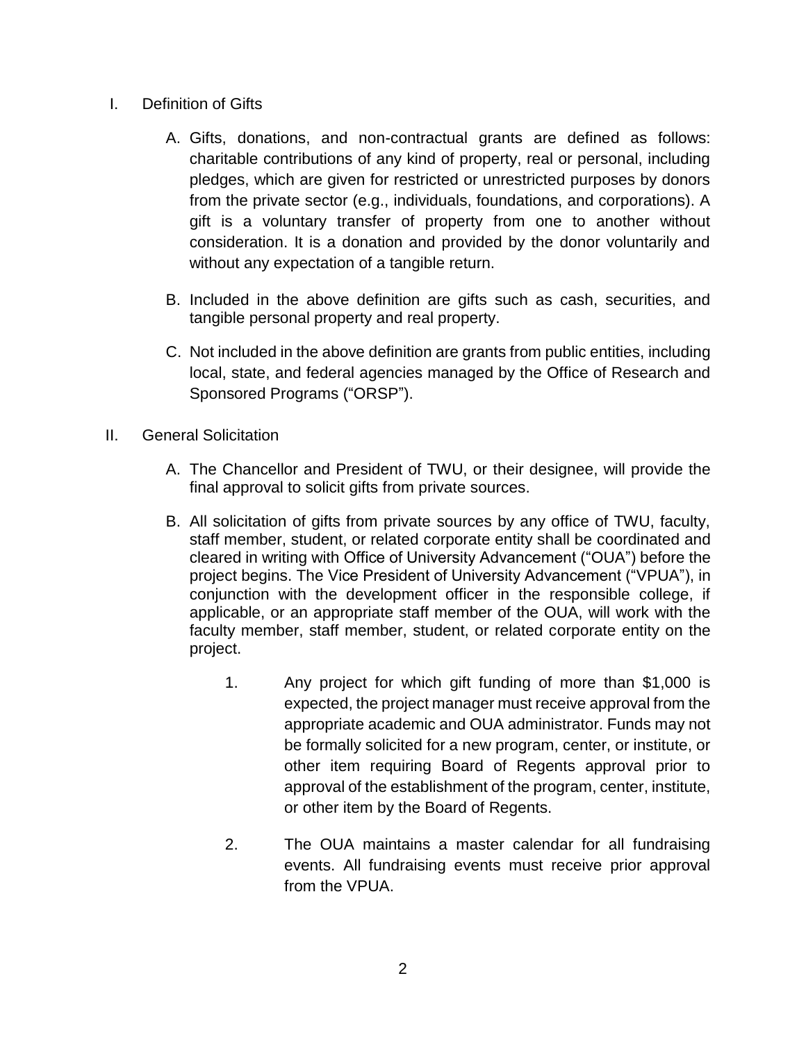I. Definition of Gifts

   A. Gifts, donations, and non-contractual grants are defined as follows: charitable contributions of any kind of property, real or personal, including pledges, which are given for restricted or unrestricted purposes by donors from the private sector (e.g., individuals, foundations, and corporations). A gift is a voluntary transfer of property from one to another without consideration. It is a donation and provided by the donor voluntarily and without any expectation of a tangible return.

   B. Included in the above definition are gifts such as cash, securities, and tangible personal property and real property.

   C. Not included in the above definition are grants from public entities, including local, state, and federal agencies managed by the Office of Research and Sponsored Programs ("ORSP").

II. General Solicitation

   A. The Chancellor and President of TWU, or their designee, will provide the final approval to solicit gifts from private sources.

   B. All solicitation of gifts from private sources by any office of TWU, faculty, staff member, student, or related corporate entity shall be coordinated and cleared in writing with Office of University Advancement ("OUA") before the project begins. The Vice President of University Advancement ("VPUA"), in conjunction with the development officer in the responsible college, if applicable, or an appropriate staff member of the OUA, will work with the faculty member, staff member, student, or related corporate entity on the project.

      1. Any project for which gift funding of more than $1,000 is expected, the project manager must receive approval from the appropriate academic and OUA administrator. Funds may not be formally solicited for a new program, center, or institute, or other item requiring Board of Regents approval prior to approval of the establishment of the program, center, institute, or other item by the Board of Regents.

      2. The OUA maintains a master calendar for all fundraising events. All fundraising events must receive prior approval from the VPUA.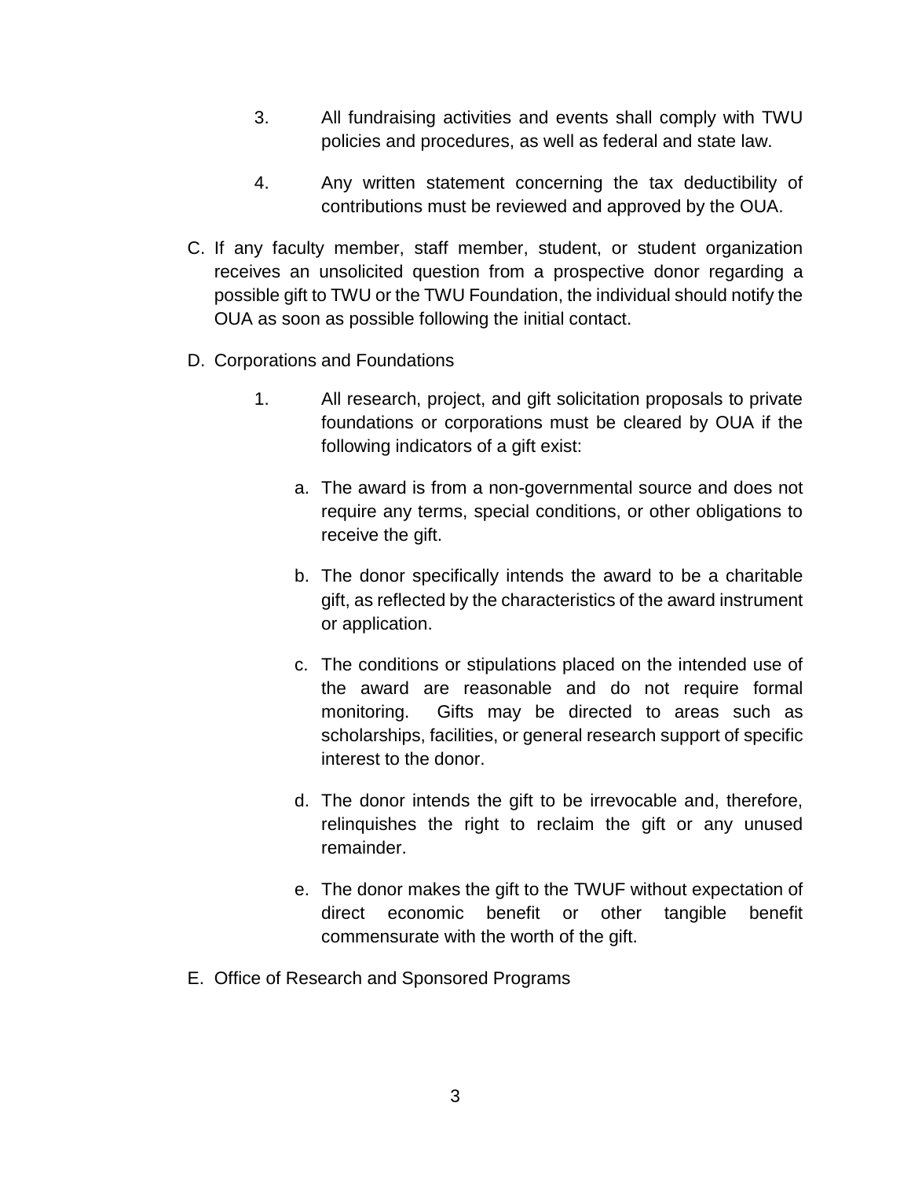3. All fundraising activities and events shall comply with TWU policies and procedures, as well as federal and state law.

4. Any written statement concerning the tax deductibility of contributions must be reviewed and approved by the OUA.

C. If any faculty member, staff member, student, or student organization receives an unsolicited question from a prospective donor regarding a possible gift to TWU or the TWU Foundation, the individual should notify the OUA as soon as possible following the initial contact.

D. Corporations and Foundations

   1. All research, project, and gift solicitation proposals to private foundations or corporations must be cleared by OUA if the following indicators of a gift exist:

      a. The award is from a non-governmental source and does not require any terms, special conditions, or other obligations to receive the gift.

      b. The donor specifically intends the award to be a charitable gift, as reflected by the characteristics of the award instrument or application.

      c. The conditions or stipulations placed on the intended use of the award are reasonable and do not require formal monitoring. Gifts may be directed to areas such as scholarships, facilities, or general research support of specific interest to the donor.

      d. The donor intends the gift to be irrevocable and, therefore, relinquishes the right to reclaim the gift or any unused remainder.

      e. The donor makes the gift to the TWUF without expectation of direct economic benefit or other tangible benefit commensurate with the worth of the gift.

E. Office of Research and Sponsored Programs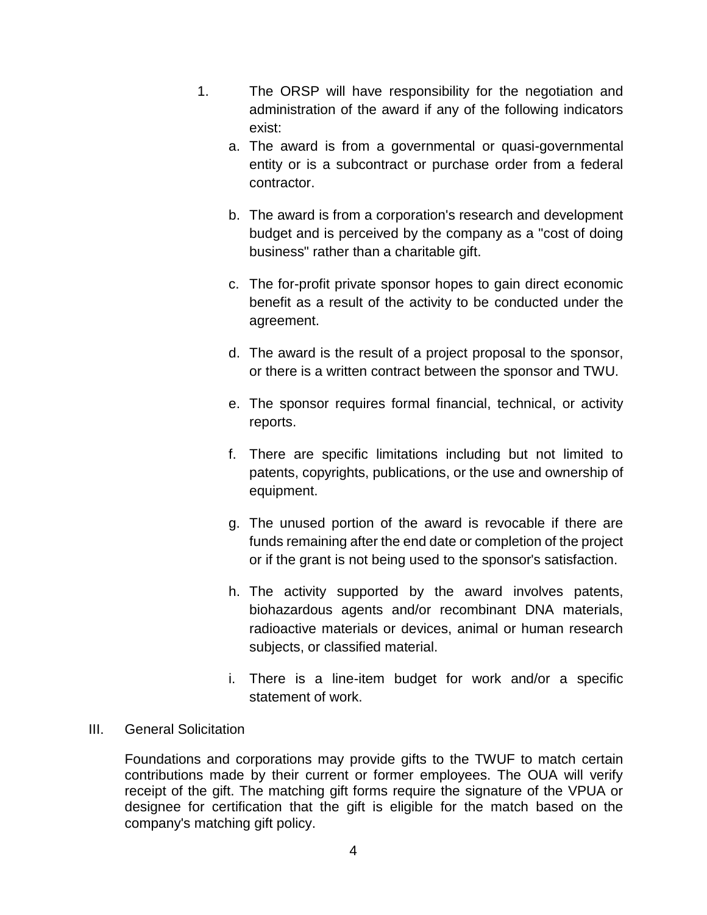1. The ORSP will have responsibility for the negotiation and administration of the award if any of the following indicators exist:

   a. The award is from a governmental or quasi-governmental entity or is a subcontract or purchase order from a federal contractor.

   b. The award is from a corporation's research and development budget and is perceived by the company as a "cost of doing business" rather than a charitable gift.

   c. The for-profit private sponsor hopes to gain direct economic benefit as a result of the activity to be conducted under the agreement.

   d. The award is the result of a project proposal to the sponsor, or there is a written contract between the sponsor and TWU.

   e. The sponsor requires formal financial, technical, or activity reports.

   f. There are specific limitations including but not limited to patents, copyrights, publications, or the use and ownership of equipment.

   g. The unused portion of the award is revocable if there are funds remaining after the end date or completion of the project or if the grant is not being used to the sponsor's satisfaction.

   h. The activity supported by the award involves patents, biohazardous agents and/or recombinant DNA materials, radioactive materials or devices, animal or human research subjects, or classified material.

   i. There is a line-item budget for work and/or a specific statement of work.

## III. General Solicitation

Foundations and corporations may provide gifts to the TWUF to match certain contributions made by their current or former employees. The OUA will verify receipt of the gift. The matching gift forms require the signature of the VPUA or designee for certification that the gift is eligible for the match based on the company's matching gift policy.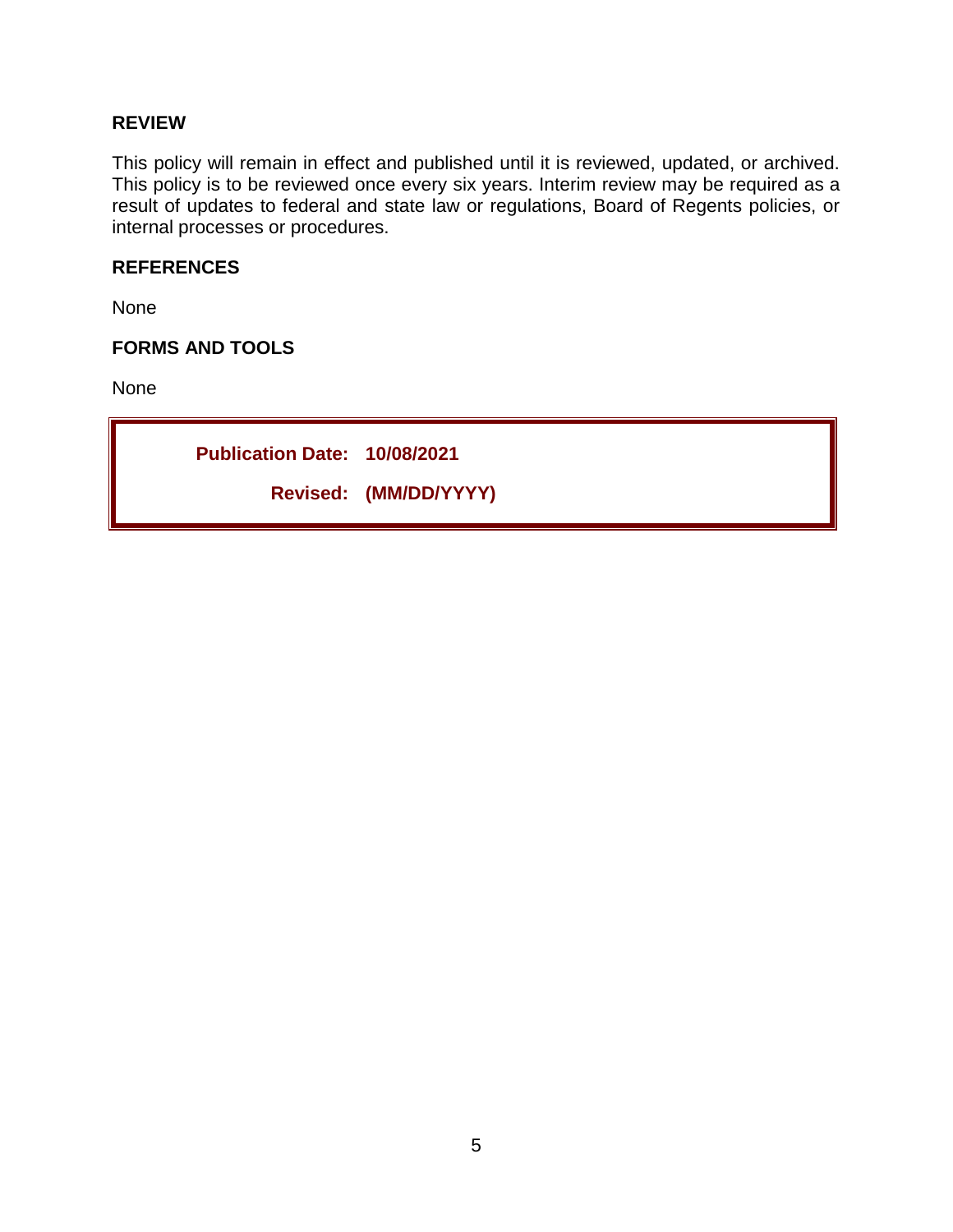## REVIEW

This policy will remain in effect and published until it is reviewed, updated, or archived. This policy is to be reviewed once every six years. Interim review may be required as a result of updates to federal and state law or regulations, Board of Regents policies, or internal processes or procedures.

## REFERENCES

None

## FORMS AND TOOLS

None

**Publication Date: 10/08/2021**

**Revised: (MM/DD/YYYY)**